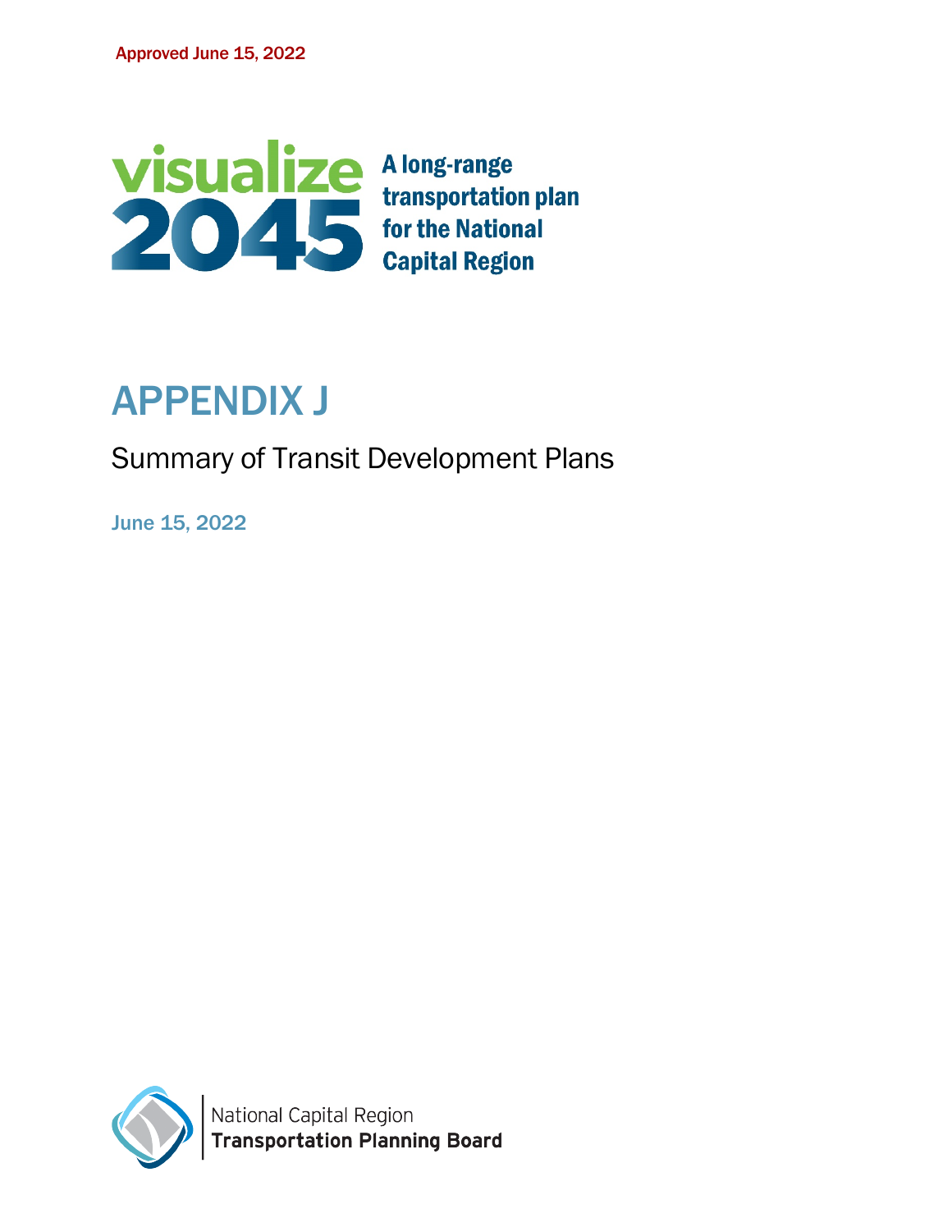Approved June 15, 2022

**visualize 2045**

**A long-range transportation plan for the National Capital Region**

# APPENDIX J

## Summary of Transit Development Plans

June 15, 2022

National Capital Region
**Transportation Planning Board**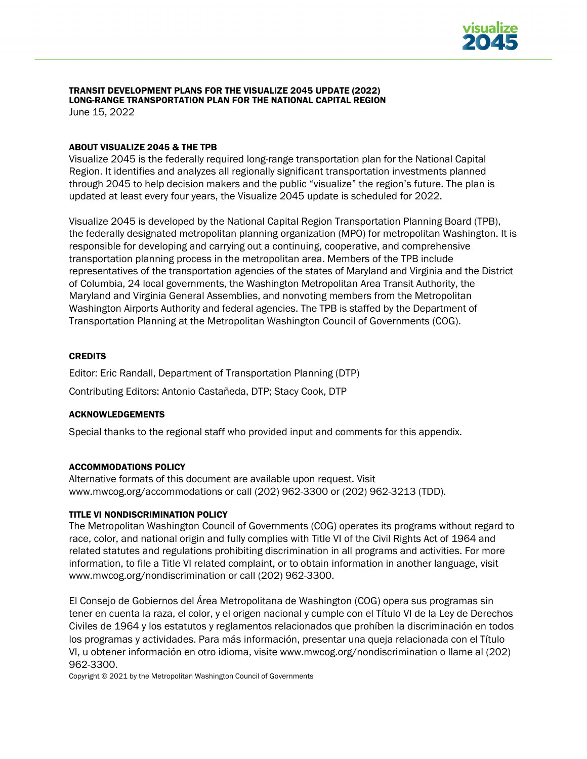**TRANSIT DEVELOPMENT PLANS FOR THE VISUALIZE 2045 UPDATE (2022)**
**LONG-RANGE TRANSPORTATION PLAN FOR THE NATIONAL CAPITAL REGION**
June 15, 2022

### ABOUT VISUALIZE 2045 & THE TPB

Visualize 2045 is the federally required long-range transportation plan for the National Capital Region. It identifies and analyzes all regionally significant transportation investments planned through 2045 to help decision makers and the public "visualize" the region's future. The plan is updated at least every four years, the Visualize 2045 update is scheduled for 2022.

Visualize 2045 is developed by the National Capital Region Transportation Planning Board (TPB), the federally designated metropolitan planning organization (MPO) for metropolitan Washington. It is responsible for developing and carrying out a continuing, cooperative, and comprehensive transportation planning process in the metropolitan area. Members of the TPB include representatives of the transportation agencies of the states of Maryland and Virginia and the District of Columbia, 24 local governments, the Washington Metropolitan Area Transit Authority, the Maryland and Virginia General Assemblies, and nonvoting members from the Metropolitan Washington Airports Authority and federal agencies. The TPB is staffed by the Department of Transportation Planning at the Metropolitan Washington Council of Governments (COG).

### CREDITS

Editor: Eric Randall, Department of Transportation Planning (DTP)

Contributing Editors: Antonio Castañeda, DTP; Stacy Cook, DTP

### ACKNOWLEDGEMENTS

Special thanks to the regional staff who provided input and comments for this appendix.

### ACCOMMODATIONS POLICY

Alternative formats of this document are available upon request. Visit www.mwcog.org/accommodations or call (202) 962-3300 or (202) 962-3213 (TDD).

### TITLE VI NONDISCRIMINATION POLICY

The Metropolitan Washington Council of Governments (COG) operates its programs without regard to race, color, and national origin and fully complies with Title VI of the Civil Rights Act of 1964 and related statutes and regulations prohibiting discrimination in all programs and activities. For more information, to file a Title VI related complaint, or to obtain information in another language, visit www.mwcog.org/nondiscrimination or call (202) 962-3300.

El Consejo de Gobiernos del Área Metropolitana de Washington (COG) opera sus programas sin tener en cuenta la raza, el color, y el origen nacional y cumple con el Título VI de la Ley de Derechos Civiles de 1964 y los estatutos y reglamentos relacionados que prohíben la discriminación en todos los programas y actividades. Para más información, presentar una queja relacionada con el Título VI, u obtener información en otro idioma, visite www.mwcog.org/nondiscrimination o llame al (202) 962-3300.

Copyright © 2021 by the Metropolitan Washington Council of Governments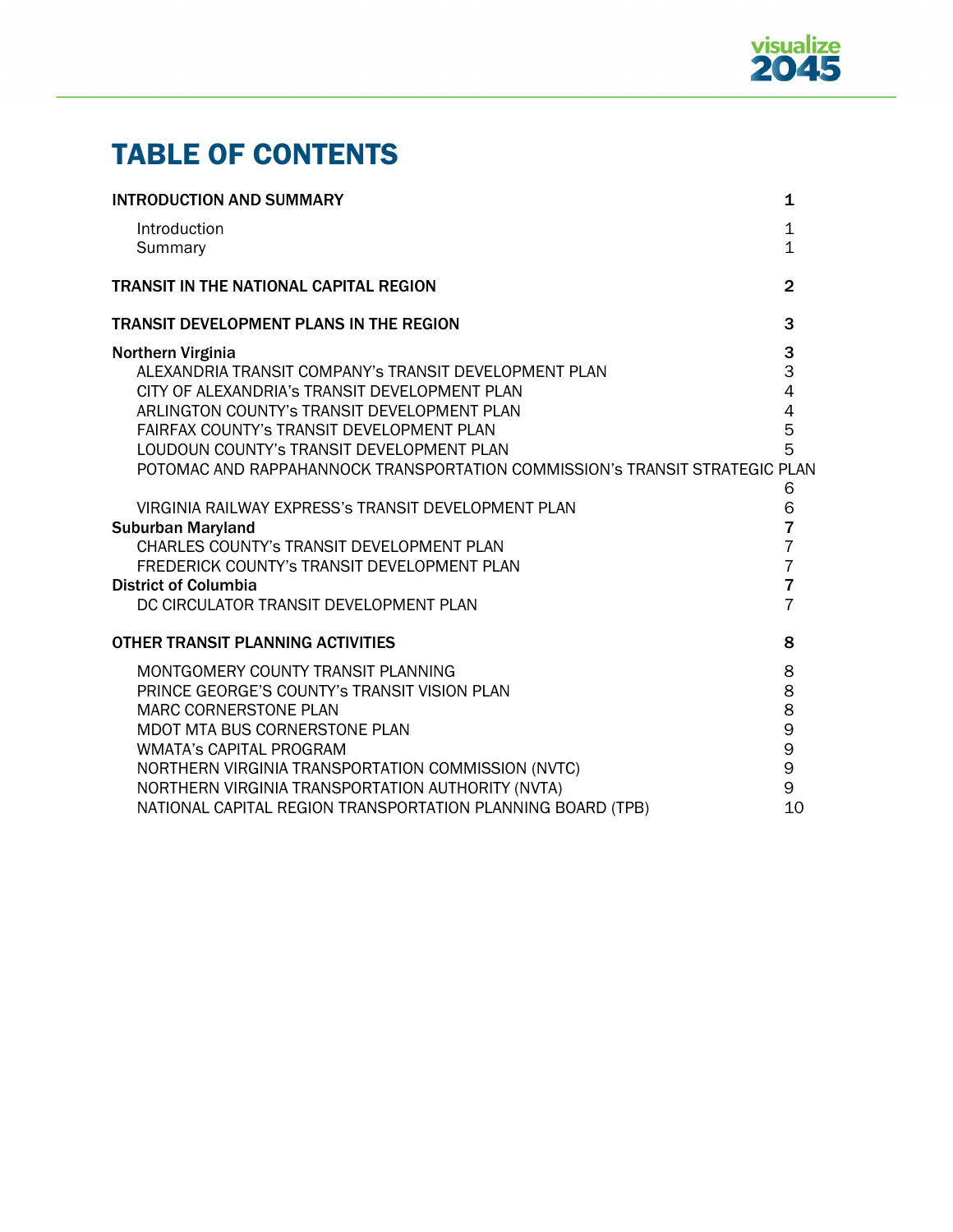# TABLE OF CONTENTS

| | |
|---|---|
| **INTRODUCTION AND SUMMARY** | **1** |
| Introduction | 1 |
| Summary | 1 |
| **TRANSIT IN THE NATIONAL CAPITAL REGION** | **2** |
| **TRANSIT DEVELOPMENT PLANS IN THE REGION** | **3** |
| **Northern Virginia** | **3** |
| ALEXANDRIA TRANSIT COMPANY's TRANSIT DEVELOPMENT PLAN | 3 |
| CITY OF ALEXANDRIA's TRANSIT DEVELOPMENT PLAN | 4 |
| ARLINGTON COUNTY's TRANSIT DEVELOPMENT PLAN | 4 |
| FAIRFAX COUNTY's TRANSIT DEVELOPMENT PLAN | 5 |
| LOUDOUN COUNTY's TRANSIT DEVELOPMENT PLAN | 5 |
| POTOMAC AND RAPPAHANNOCK TRANSPORTATION COMMISSION's TRANSIT STRATEGIC PLAN | 6 |
| VIRGINIA RAILWAY EXPRESS's TRANSIT DEVELOPMENT PLAN | 6 |
| **Suburban Maryland** | **7** |
| CHARLES COUNTY's TRANSIT DEVELOPMENT PLAN | 7 |
| FREDERICK COUNTY's TRANSIT DEVELOPMENT PLAN | 7 |
| **District of Columbia** | **7** |
| DC CIRCULATOR TRANSIT DEVELOPMENT PLAN | 7 |
| **OTHER TRANSIT PLANNING ACTIVITIES** | **8** |
| MONTGOMERY COUNTY TRANSIT PLANNING | 8 |
| PRINCE GEORGE'S COUNTY's TRANSIT VISION PLAN | 8 |
| MARC CORNERSTONE PLAN | 8 |
| MDOT MTA BUS CORNERSTONE PLAN | 9 |
| WMATA's CAPITAL PROGRAM | 9 |
| NORTHERN VIRGINIA TRANSPORTATION COMMISSION (NVTC) | 9 |
| NORTHERN VIRGINIA TRANSPORTATION AUTHORITY (NVTA) | 9 |
| NATIONAL CAPITAL REGION TRANSPORTATION PLANNING BOARD (TPB) | 10 |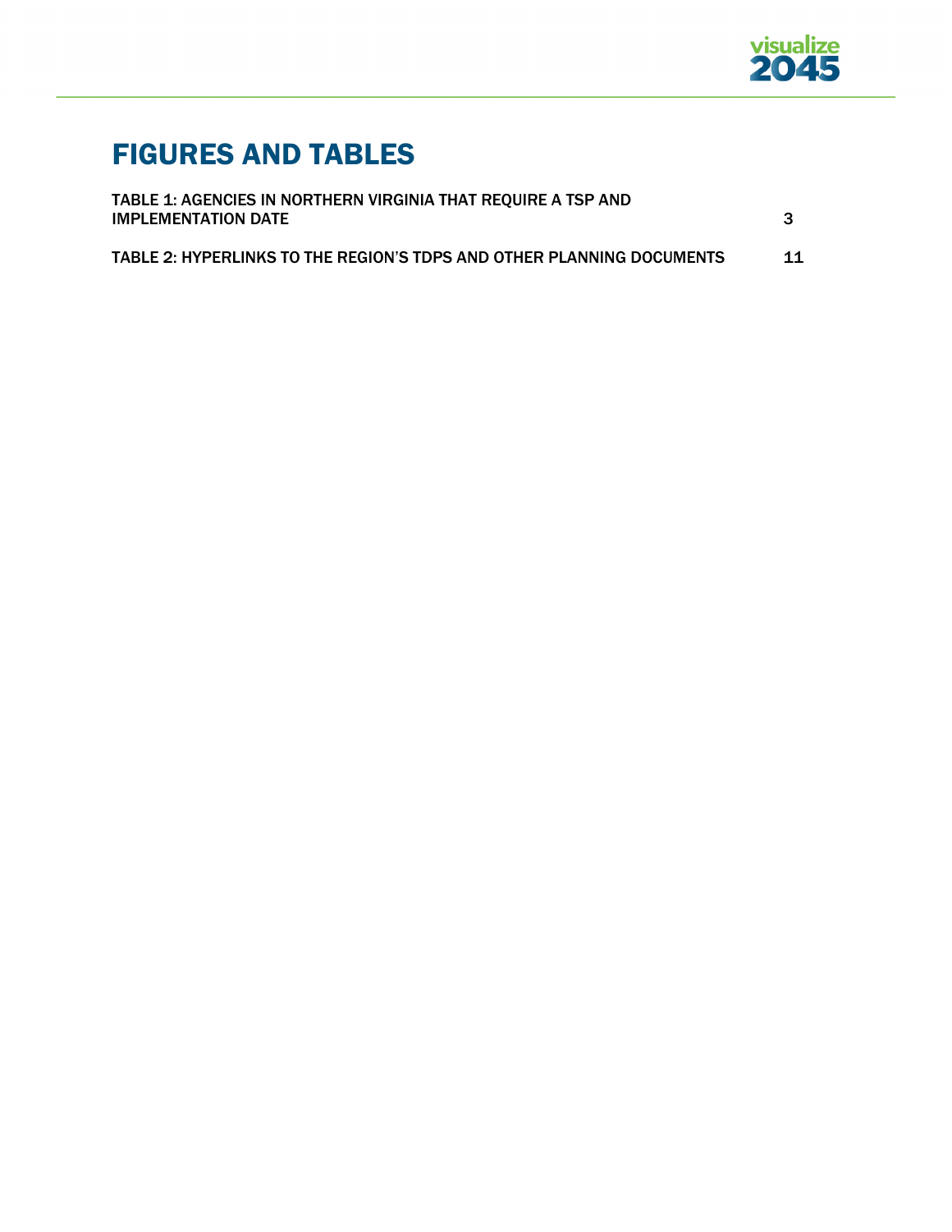# FIGURES AND TABLES

TABLE 1: AGENCIES IN NORTHERN VIRGINIA THAT REQUIRE A TSP AND IMPLEMENTATION DATE 3

TABLE 2: HYPERLINKS TO THE REGION'S TDPS AND OTHER PLANNING DOCUMENTS 11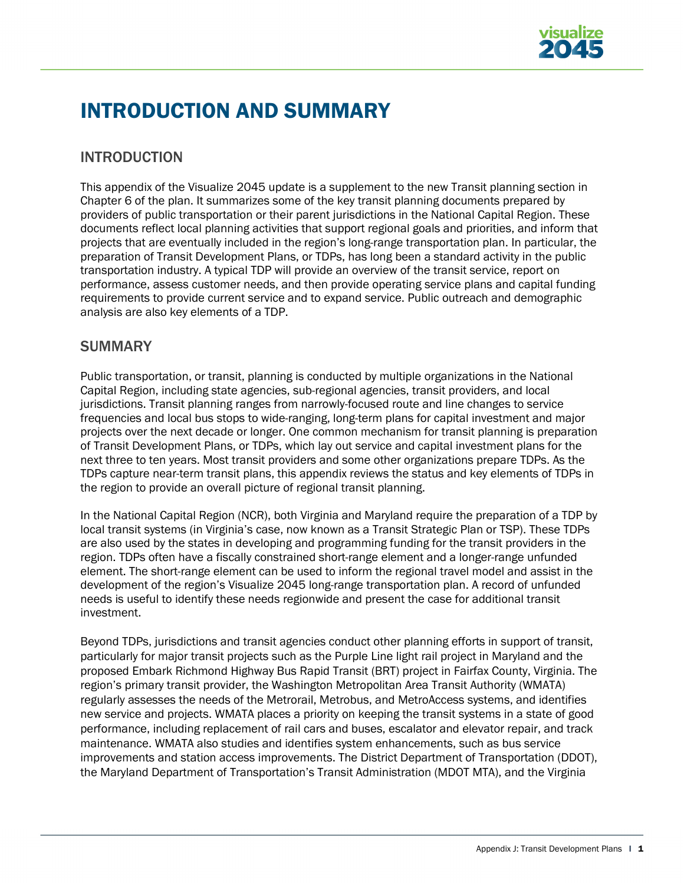# INTRODUCTION AND SUMMARY

## INTRODUCTION

This appendix of the Visualize 2045 update is a supplement to the new Transit planning section in Chapter 6 of the plan. It summarizes some of the key transit planning documents prepared by providers of public transportation or their parent jurisdictions in the National Capital Region. These documents reflect local planning activities that support regional goals and priorities, and inform that projects that are eventually included in the region's long-range transportation plan. In particular, the preparation of Transit Development Plans, or TDPs, has long been a standard activity in the public transportation industry. A typical TDP will provide an overview of the transit service, report on performance, assess customer needs, and then provide operating service plans and capital funding requirements to provide current service and to expand service. Public outreach and demographic analysis are also key elements of a TDP.

## SUMMARY

Public transportation, or transit, planning is conducted by multiple organizations in the National Capital Region, including state agencies, sub-regional agencies, transit providers, and local jurisdictions. Transit planning ranges from narrowly-focused route and line changes to service frequencies and local bus stops to wide-ranging, long-term plans for capital investment and major projects over the next decade or longer. One common mechanism for transit planning is preparation of Transit Development Plans, or TDPs, which lay out service and capital investment plans for the next three to ten years. Most transit providers and some other organizations prepare TDPs. As the TDPs capture near-term transit plans, this appendix reviews the status and key elements of TDPs in the region to provide an overall picture of regional transit planning.

In the National Capital Region (NCR), both Virginia and Maryland require the preparation of a TDP by local transit systems (in Virginia's case, now known as a Transit Strategic Plan or TSP). These TDPs are also used by the states in developing and programming funding for the transit providers in the region. TDPs often have a fiscally constrained short-range element and a longer-range unfunded element. The short-range element can be used to inform the regional travel model and assist in the development of the region's Visualize 2045 long-range transportation plan. A record of unfunded needs is useful to identify these needs regionwide and present the case for additional transit investment.

Beyond TDPs, jurisdictions and transit agencies conduct other planning efforts in support of transit, particularly for major transit projects such as the Purple Line light rail project in Maryland and the proposed Embark Richmond Highway Bus Rapid Transit (BRT) project in Fairfax County, Virginia. The region's primary transit provider, the Washington Metropolitan Area Transit Authority (WMATA) regularly assesses the needs of the Metrorail, Metrobus, and MetroAccess systems, and identifies new service and projects. WMATA places a priority on keeping the transit systems in a state of good performance, including replacement of rail cars and buses, escalator and elevator repair, and track maintenance. WMATA also studies and identifies system enhancements, such as bus service improvements and station access improvements. The District Department of Transportation (DDOT), the Maryland Department of Transportation's Transit Administration (MDOT MTA), and the Virginia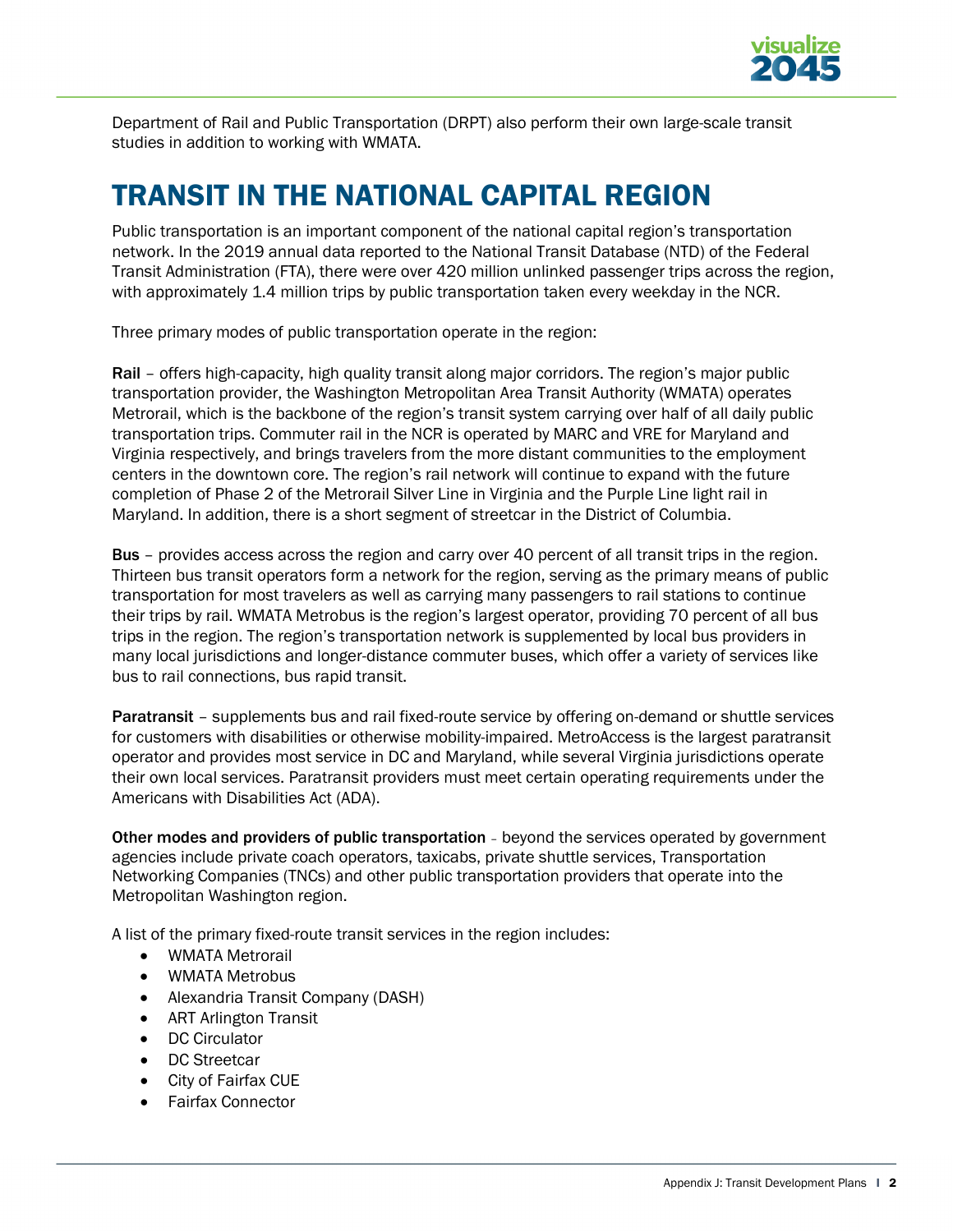Department of Rail and Public Transportation (DRPT) also perform their own large-scale transit studies in addition to working with WMATA.

# TRANSIT IN THE NATIONAL CAPITAL REGION

Public transportation is an important component of the national capital region's transportation network. In the 2019 annual data reported to the National Transit Database (NTD) of the Federal Transit Administration (FTA), there were over 420 million unlinked passenger trips across the region, with approximately 1.4 million trips by public transportation taken every weekday in the NCR.

Three primary modes of public transportation operate in the region:

**Rail** – offers high-capacity, high quality transit along major corridors. The region's major public transportation provider, the Washington Metropolitan Area Transit Authority (WMATA) operates Metrorail, which is the backbone of the region's transit system carrying over half of all daily public transportation trips. Commuter rail in the NCR is operated by MARC and VRE for Maryland and Virginia respectively, and brings travelers from the more distant communities to the employment centers in the downtown core. The region's rail network will continue to expand with the future completion of Phase 2 of the Metrorail Silver Line in Virginia and the Purple Line light rail in Maryland. In addition, there is a short segment of streetcar in the District of Columbia.

**Bus** – provides access across the region and carry over 40 percent of all transit trips in the region. Thirteen bus transit operators form a network for the region, serving as the primary means of public transportation for most travelers as well as carrying many passengers to rail stations to continue their trips by rail. WMATA Metrobus is the region's largest operator, providing 70 percent of all bus trips in the region. The region's transportation network is supplemented by local bus providers in many local jurisdictions and longer-distance commuter buses, which offer a variety of services like bus to rail connections, bus rapid transit.

**Paratransit** – supplements bus and rail fixed-route service by offering on-demand or shuttle services for customers with disabilities or otherwise mobility-impaired. MetroAccess is the largest paratransit operator and provides most service in DC and Maryland, while several Virginia jurisdictions operate their own local services. Paratransit providers must meet certain operating requirements under the Americans with Disabilities Act (ADA).

**Other modes and providers of public transportation** – beyond the services operated by government agencies include private coach operators, taxicabs, private shuttle services, Transportation Networking Companies (TNCs) and other public transportation providers that operate into the Metropolitan Washington region.

A list of the primary fixed-route transit services in the region includes:

- WMATA Metrorail
- WMATA Metrobus
- Alexandria Transit Company (DASH)
- ART Arlington Transit
- DC Circulator
- DC Streetcar
- City of Fairfax CUE
- Fairfax Connector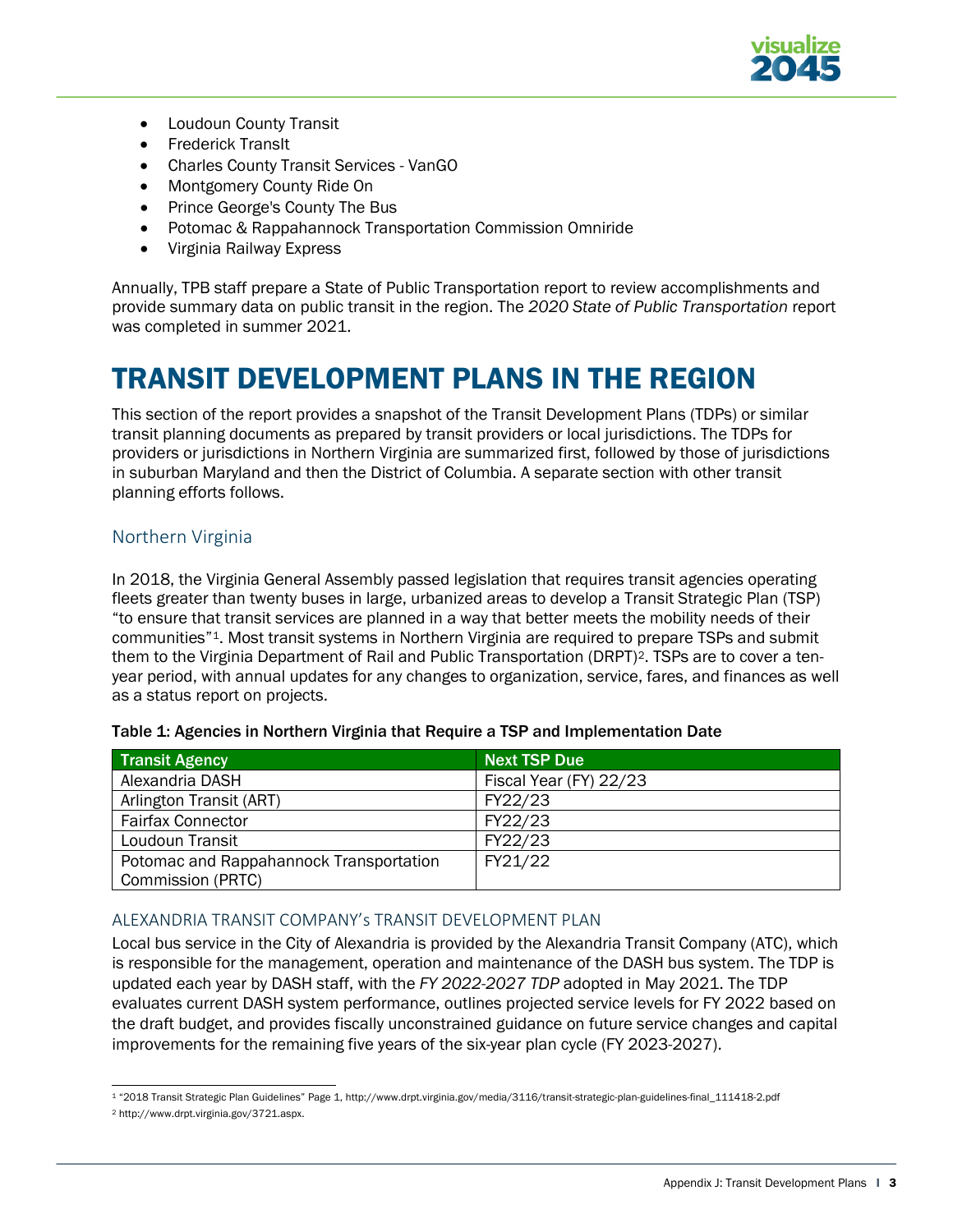- Loudoun County Transit
- Frederick TransIt
- Charles County Transit Services - VanGO
- Montgomery County Ride On
- Prince George's County The Bus
- Potomac & Rappahannock Transportation Commission Omniride
- Virginia Railway Express

Annually, TPB staff prepare a State of Public Transportation report to review accomplishments and provide summary data on public transit in the region. The *2020 State of Public Transportation* report was completed in summer 2021.

# TRANSIT DEVELOPMENT PLANS IN THE REGION

This section of the report provides a snapshot of the Transit Development Plans (TDPs) or similar transit planning documents as prepared by transit providers or local jurisdictions. The TDPs for providers or jurisdictions in Northern Virginia are summarized first, followed by those of jurisdictions in suburban Maryland and then the District of Columbia. A separate section with other transit planning efforts follows.

## Northern Virginia

In 2018, the Virginia General Assembly passed legislation that requires transit agencies operating fleets greater than twenty buses in large, urbanized areas to develop a Transit Strategic Plan (TSP) "to ensure that transit services are planned in a way that better meets the mobility needs of their communities"[1]. Most transit systems in Northern Virginia are required to prepare TSPs and submit them to the Virginia Department of Rail and Public Transportation (DRPT)[2]. TSPs are to cover a ten-year period, with annual updates for any changes to organization, service, fares, and finances as well as a status report on projects.

**Table 1: Agencies in Northern Virginia that Require a TSP and Implementation Date**

| Transit Agency | Next TSP Due |
|---|---|
| Alexandria DASH | Fiscal Year (FY) 22/23 |
| Arlington Transit (ART) | FY22/23 |
| Fairfax Connector | FY22/23 |
| Loudoun Transit | FY22/23 |
| Potomac and Rappahannock Transportation Commission (PRTC) | FY21/22 |

### ALEXANDRIA TRANSIT COMPANY's TRANSIT DEVELOPMENT PLAN

Local bus service in the City of Alexandria is provided by the Alexandria Transit Company (ATC), which is responsible for the management, operation and maintenance of the DASH bus system. The TDP is updated each year by DASH staff, with the *FY 2022-2027 TDP* adopted in May 2021. The TDP evaluates current DASH system performance, outlines projected service levels for FY 2022 based on the draft budget, and provides fiscally unconstrained guidance on future service changes and capital improvements for the remaining five years of the six-year plan cycle (FY 2023-2027).

---

[1] "2018 Transit Strategic Plan Guidelines" Page 1, http://www.drpt.virginia.gov/media/3116/transit-strategic-plan-guidelines-final_111418-2.pdf

[2] http://www.drpt.virginia.gov/3721.aspx.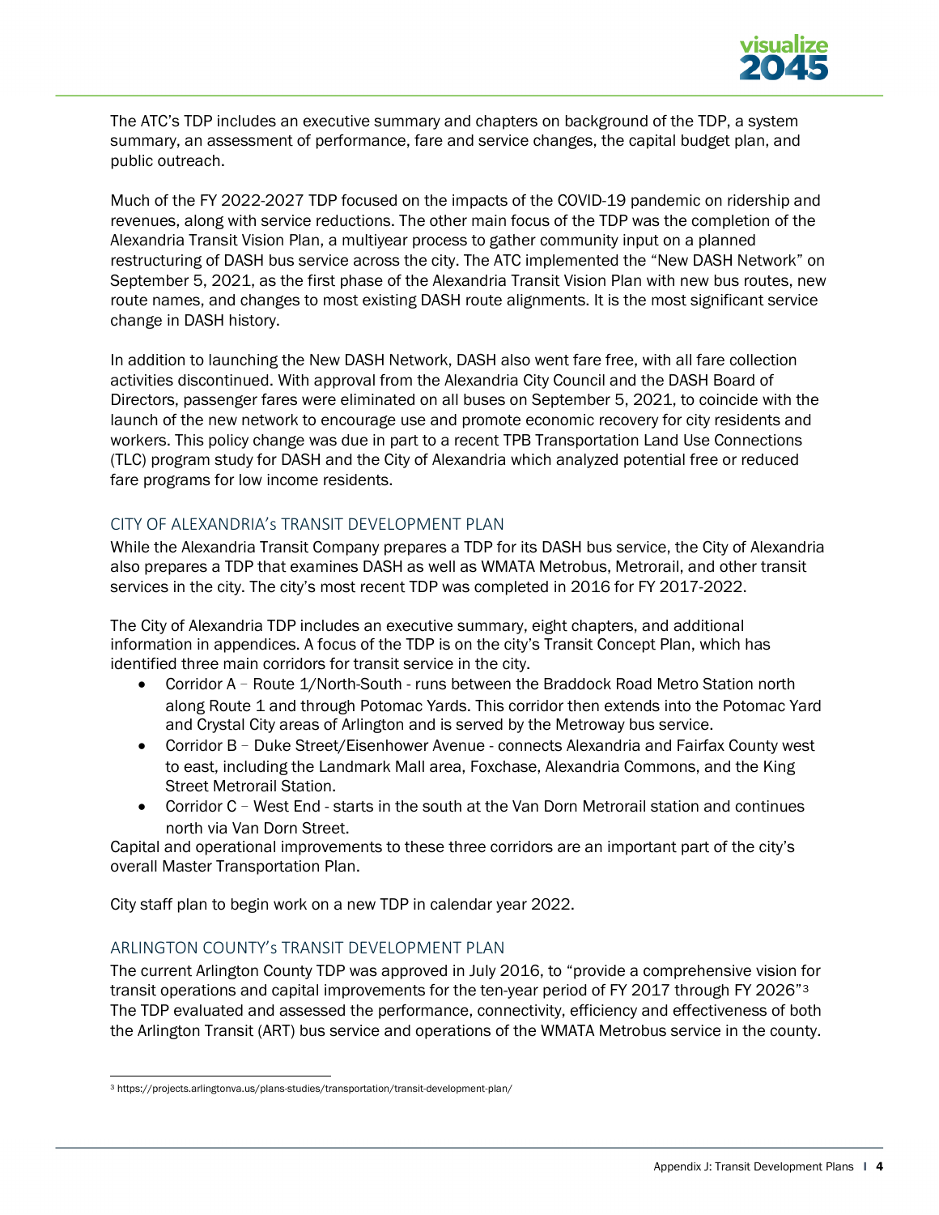The ATC's TDP includes an executive summary and chapters on background of the TDP, a system summary, an assessment of performance, fare and service changes, the capital budget plan, and public outreach.

Much of the FY 2022-2027 TDP focused on the impacts of the COVID-19 pandemic on ridership and revenues, along with service reductions. The other main focus of the TDP was the completion of the Alexandria Transit Vision Plan, a multiyear process to gather community input on a planned restructuring of DASH bus service across the city. The ATC implemented the "New DASH Network" on September 5, 2021, as the first phase of the Alexandria Transit Vision Plan with new bus routes, new route names, and changes to most existing DASH route alignments. It is the most significant service change in DASH history.

In addition to launching the New DASH Network, DASH also went fare free, with all fare collection activities discontinued. With approval from the Alexandria City Council and the DASH Board of Directors, passenger fares were eliminated on all buses on September 5, 2021, to coincide with the launch of the new network to encourage use and promote economic recovery for city residents and workers. This policy change was due in part to a recent TPB Transportation Land Use Connections (TLC) program study for DASH and the City of Alexandria which analyzed potential free or reduced fare programs for low income residents.

## CITY OF ALEXANDRIA's TRANSIT DEVELOPMENT PLAN

While the Alexandria Transit Company prepares a TDP for its DASH bus service, the City of Alexandria also prepares a TDP that examines DASH as well as WMATA Metrobus, Metrorail, and other transit services in the city. The city's most recent TDP was completed in 2016 for FY 2017-2022.

The City of Alexandria TDP includes an executive summary, eight chapters, and additional information in appendices. A focus of the TDP is on the city's Transit Concept Plan, which has identified three main corridors for transit service in the city.

- Corridor A – Route 1/North-South - runs between the Braddock Road Metro Station north along Route 1 and through Potomac Yards. This corridor then extends into the Potomac Yard and Crystal City areas of Arlington and is served by the Metroway bus service.
- Corridor B – Duke Street/Eisenhower Avenue - connects Alexandria and Fairfax County west to east, including the Landmark Mall area, Foxchase, Alexandria Commons, and the King Street Metrorail Station.
- Corridor C – West End - starts in the south at the Van Dorn Metrorail station and continues north via Van Dorn Street.

Capital and operational improvements to these three corridors are an important part of the city's overall Master Transportation Plan.

City staff plan to begin work on a new TDP in calendar year 2022.

## ARLINGTON COUNTY's TRANSIT DEVELOPMENT PLAN

The current Arlington County TDP was approved in July 2016, to "provide a comprehensive vision for transit operations and capital improvements for the ten-year period of FY 2017 through FY 2026"[3] The TDP evaluated and assessed the performance, connectivity, efficiency and effectiveness of both the Arlington Transit (ART) bus service and operations of the WMATA Metrobus service in the county.

[3] https://projects.arlingtonva.us/plans-studies/transportation/transit-development-plan/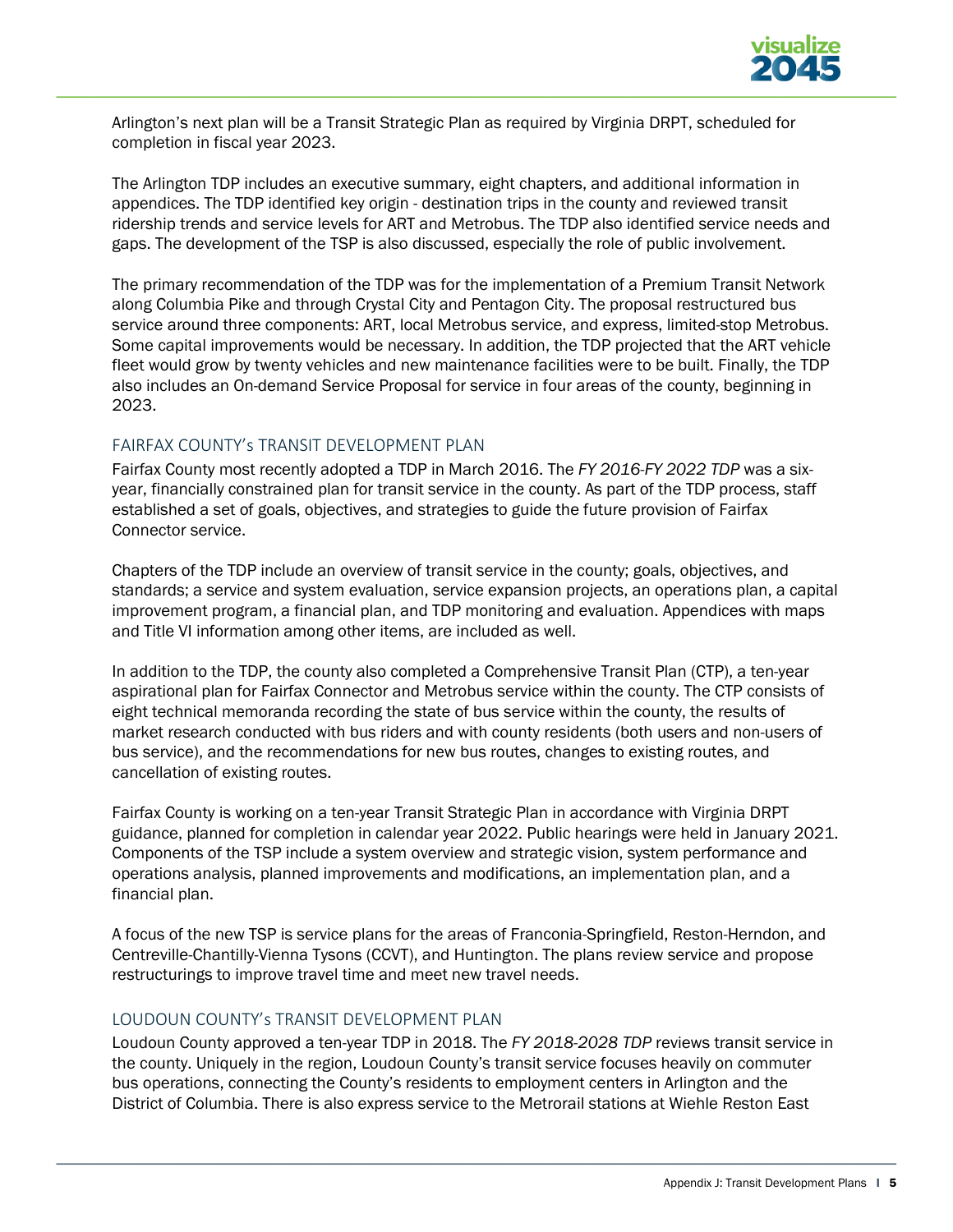Arlington's next plan will be a Transit Strategic Plan as required by Virginia DRPT, scheduled for completion in fiscal year 2023.

The Arlington TDP includes an executive summary, eight chapters, and additional information in appendices. The TDP identified key origin - destination trips in the county and reviewed transit ridership trends and service levels for ART and Metrobus. The TDP also identified service needs and gaps. The development of the TSP is also discussed, especially the role of public involvement.

The primary recommendation of the TDP was for the implementation of a Premium Transit Network along Columbia Pike and through Crystal City and Pentagon City. The proposal restructured bus service around three components: ART, local Metrobus service, and express, limited-stop Metrobus. Some capital improvements would be necessary. In addition, the TDP projected that the ART vehicle fleet would grow by twenty vehicles and new maintenance facilities were to be built. Finally, the TDP also includes an On-demand Service Proposal for service in four areas of the county, beginning in 2023.

### FAIRFAX COUNTY's TRANSIT DEVELOPMENT PLAN

Fairfax County most recently adopted a TDP in March 2016. The *FY 2016-FY 2022 TDP* was a six-year, financially constrained plan for transit service in the county. As part of the TDP process, staff established a set of goals, objectives, and strategies to guide the future provision of Fairfax Connector service.

Chapters of the TDP include an overview of transit service in the county; goals, objectives, and standards; a service and system evaluation, service expansion projects, an operations plan, a capital improvement program, a financial plan, and TDP monitoring and evaluation. Appendices with maps and Title VI information among other items, are included as well.

In addition to the TDP, the county also completed a Comprehensive Transit Plan (CTP), a ten-year aspirational plan for Fairfax Connector and Metrobus service within the county. The CTP consists of eight technical memoranda recording the state of bus service within the county, the results of market research conducted with bus riders and with county residents (both users and non-users of bus service), and the recommendations for new bus routes, changes to existing routes, and cancellation of existing routes.

Fairfax County is working on a ten-year Transit Strategic Plan in accordance with Virginia DRPT guidance, planned for completion in calendar year 2022. Public hearings were held in January 2021. Components of the TSP include a system overview and strategic vision, system performance and operations analysis, planned improvements and modifications, an implementation plan, and a financial plan.

A focus of the new TSP is service plans for the areas of Franconia-Springfield, Reston-Herndon, and Centreville-Chantilly-Vienna Tysons (CCVT), and Huntington. The plans review service and propose restructurings to improve travel time and meet new travel needs.

### LOUDOUN COUNTY's TRANSIT DEVELOPMENT PLAN

Loudoun County approved a ten-year TDP in 2018. The *FY 2018-2028 TDP* reviews transit service in the county. Uniquely in the region, Loudoun County's transit service focuses heavily on commuter bus operations, connecting the County's residents to employment centers in Arlington and the District of Columbia. There is also express service to the Metrorail stations at Wiehle Reston East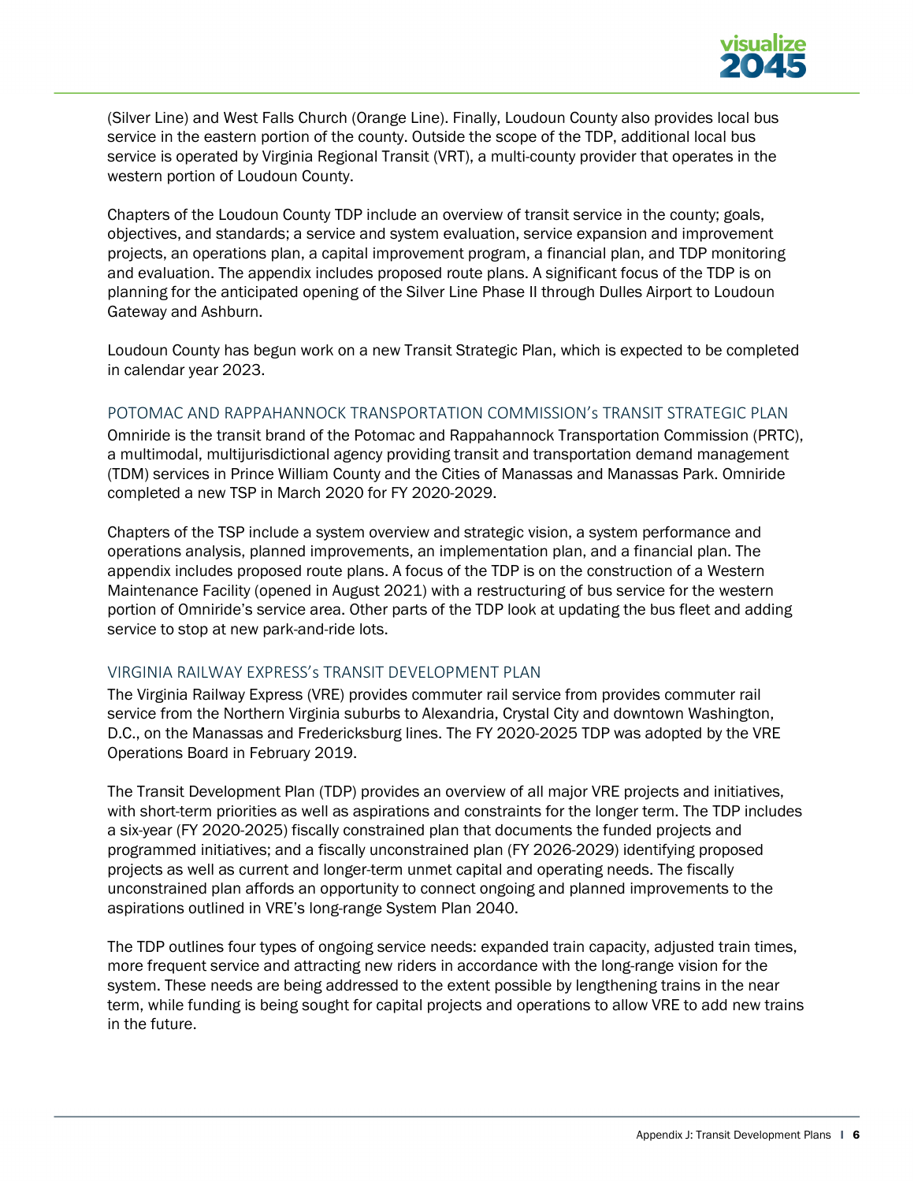(Silver Line) and West Falls Church (Orange Line). Finally, Loudoun County also provides local bus service in the eastern portion of the county. Outside the scope of the TDP, additional local bus service is operated by Virginia Regional Transit (VRT), a multi-county provider that operates in the western portion of Loudoun County.

Chapters of the Loudoun County TDP include an overview of transit service in the county; goals, objectives, and standards; a service and system evaluation, service expansion and improvement projects, an operations plan, a capital improvement program, a financial plan, and TDP monitoring and evaluation. The appendix includes proposed route plans. A significant focus of the TDP is on planning for the anticipated opening of the Silver Line Phase II through Dulles Airport to Loudoun Gateway and Ashburn.

Loudoun County has begun work on a new Transit Strategic Plan, which is expected to be completed in calendar year 2023.

### POTOMAC AND RAPPAHANNOCK TRANSPORTATION COMMISSION's TRANSIT STRATEGIC PLAN

Omniride is the transit brand of the Potomac and Rappahannock Transportation Commission (PRTC), a multimodal, multijurisdictional agency providing transit and transportation demand management (TDM) services in Prince William County and the Cities of Manassas and Manassas Park. Omniride completed a new TSP in March 2020 for FY 2020-2029.

Chapters of the TSP include a system overview and strategic vision, a system performance and operations analysis, planned improvements, an implementation plan, and a financial plan. The appendix includes proposed route plans. A focus of the TDP is on the construction of a Western Maintenance Facility (opened in August 2021) with a restructuring of bus service for the western portion of Omniride's service area. Other parts of the TDP look at updating the bus fleet and adding service to stop at new park-and-ride lots.

### VIRGINIA RAILWAY EXPRESS's TRANSIT DEVELOPMENT PLAN

The Virginia Railway Express (VRE) provides commuter rail service from provides commuter rail service from the Northern Virginia suburbs to Alexandria, Crystal City and downtown Washington, D.C., on the Manassas and Fredericksburg lines. The FY 2020-2025 TDP was adopted by the VRE Operations Board in February 2019.

The Transit Development Plan (TDP) provides an overview of all major VRE projects and initiatives, with short-term priorities as well as aspirations and constraints for the longer term. The TDP includes a six-year (FY 2020-2025) fiscally constrained plan that documents the funded projects and programmed initiatives; and a fiscally unconstrained plan (FY 2026-2029) identifying proposed projects as well as current and longer-term unmet capital and operating needs. The fiscally unconstrained plan affords an opportunity to connect ongoing and planned improvements to the aspirations outlined in VRE's long-range System Plan 2040.

The TDP outlines four types of ongoing service needs: expanded train capacity, adjusted train times, more frequent service and attracting new riders in accordance with the long-range vision for the system. These needs are being addressed to the extent possible by lengthening trains in the near term, while funding is being sought for capital projects and operations to allow VRE to add new trains in the future.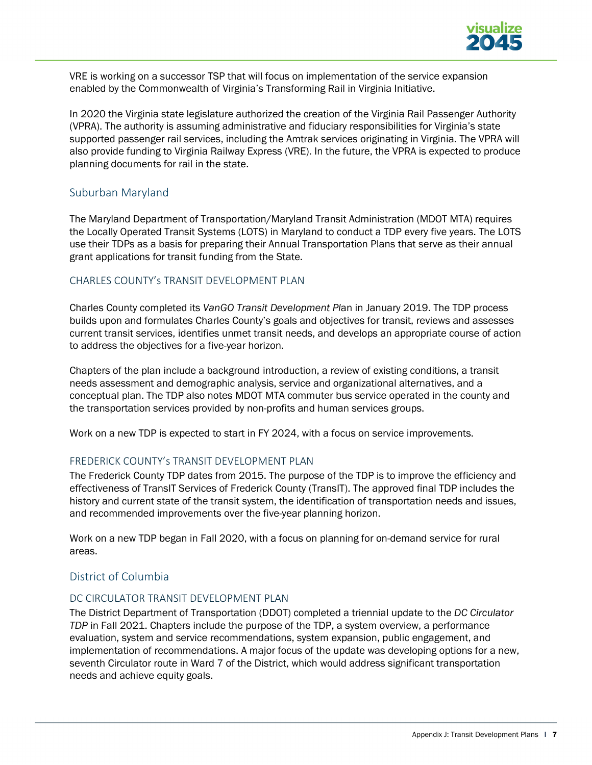VRE is working on a successor TSP that will focus on implementation of the service expansion enabled by the Commonwealth of Virginia's Transforming Rail in Virginia Initiative.

In 2020 the Virginia state legislature authorized the creation of the Virginia Rail Passenger Authority (VPRA). The authority is assuming administrative and fiduciary responsibilities for Virginia's state supported passenger rail services, including the Amtrak services originating in Virginia. The VPRA will also provide funding to Virginia Railway Express (VRE). In the future, the VPRA is expected to produce planning documents for rail in the state.

## Suburban Maryland

The Maryland Department of Transportation/Maryland Transit Administration (MDOT MTA) requires the Locally Operated Transit Systems (LOTS) in Maryland to conduct a TDP every five years. The LOTS use their TDPs as a basis for preparing their Annual Transportation Plans that serve as their annual grant applications for transit funding from the State.

### CHARLES COUNTY's TRANSIT DEVELOPMENT PLAN

Charles County completed its *VanGO Transit Development Plan* in January 2019. The TDP process builds upon and formulates Charles County's goals and objectives for transit, reviews and assesses current transit services, identifies unmet transit needs, and develops an appropriate course of action to address the objectives for a five-year horizon.

Chapters of the plan include a background introduction, a review of existing conditions, a transit needs assessment and demographic analysis, service and organizational alternatives, and a conceptual plan. The TDP also notes MDOT MTA commuter bus service operated in the county and the transportation services provided by non-profits and human services groups.

Work on a new TDP is expected to start in FY 2024, with a focus on service improvements.

### FREDERICK COUNTY's TRANSIT DEVELOPMENT PLAN

The Frederick County TDP dates from 2015. The purpose of the TDP is to improve the efficiency and effectiveness of TransIT Services of Frederick County (TransIT). The approved final TDP includes the history and current state of the transit system, the identification of transportation needs and issues, and recommended improvements over the five-year planning horizon.

Work on a new TDP began in Fall 2020, with a focus on planning for on-demand service for rural areas.

## District of Columbia

### DC CIRCULATOR TRANSIT DEVELOPMENT PLAN

The District Department of Transportation (DDOT) completed a triennial update to the *DC Circulator TDP* in Fall 2021. Chapters include the purpose of the TDP, a system overview, a performance evaluation, system and service recommendations, system expansion, public engagement, and implementation of recommendations. A major focus of the update was developing options for a new, seventh Circulator route in Ward 7 of the District, which would address significant transportation needs and achieve equity goals.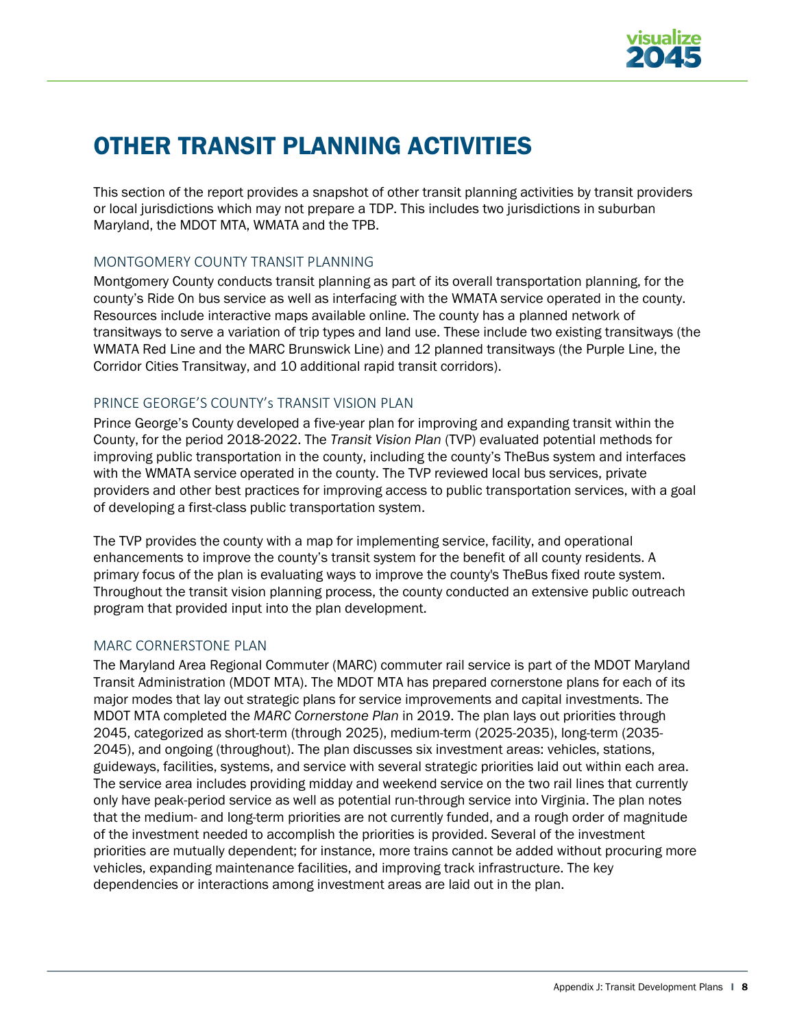# OTHER TRANSIT PLANNING ACTIVITIES

This section of the report provides a snapshot of other transit planning activities by transit providers or local jurisdictions which may not prepare a TDP. This includes two jurisdictions in suburban Maryland, the MDOT MTA, WMATA and the TPB.

## MONTGOMERY COUNTY TRANSIT PLANNING

Montgomery County conducts transit planning as part of its overall transportation planning, for the county's Ride On bus service as well as interfacing with the WMATA service operated in the county. Resources include interactive maps available online. The county has a planned network of transitways to serve a variation of trip types and land use. These include two existing transitways (the WMATA Red Line and the MARC Brunswick Line) and 12 planned transitways (the Purple Line, the Corridor Cities Transitway, and 10 additional rapid transit corridors).

## PRINCE GEORGE'S COUNTY's TRANSIT VISION PLAN

Prince George's County developed a five-year plan for improving and expanding transit within the County, for the period 2018-2022. The *Transit Vision Plan* (TVP) evaluated potential methods for improving public transportation in the county, including the county's TheBus system and interfaces with the WMATA service operated in the county. The TVP reviewed local bus services, private providers and other best practices for improving access to public transportation services, with a goal of developing a first-class public transportation system.

The TVP provides the county with a map for implementing service, facility, and operational enhancements to improve the county's transit system for the benefit of all county residents. A primary focus of the plan is evaluating ways to improve the county's TheBus fixed route system. Throughout the transit vision planning process, the county conducted an extensive public outreach program that provided input into the plan development.

## MARC CORNERSTONE PLAN

The Maryland Area Regional Commuter (MARC) commuter rail service is part of the MDOT Maryland Transit Administration (MDOT MTA). The MDOT MTA has prepared cornerstone plans for each of its major modes that lay out strategic plans for service improvements and capital investments. The MDOT MTA completed the *MARC Cornerstone Plan* in 2019. The plan lays out priorities through 2045, categorized as short-term (through 2025), medium-term (2025-2035), long-term (2035-2045), and ongoing (throughout). The plan discusses six investment areas: vehicles, stations, guideways, facilities, systems, and service with several strategic priorities laid out within each area. The service area includes providing midday and weekend service on the two rail lines that currently only have peak-period service as well as potential run-through service into Virginia. The plan notes that the medium- and long-term priorities are not currently funded, and a rough order of magnitude of the investment needed to accomplish the priorities is provided. Several of the investment priorities are mutually dependent; for instance, more trains cannot be added without procuring more vehicles, expanding maintenance facilities, and improving track infrastructure. The key dependencies or interactions among investment areas are laid out in the plan.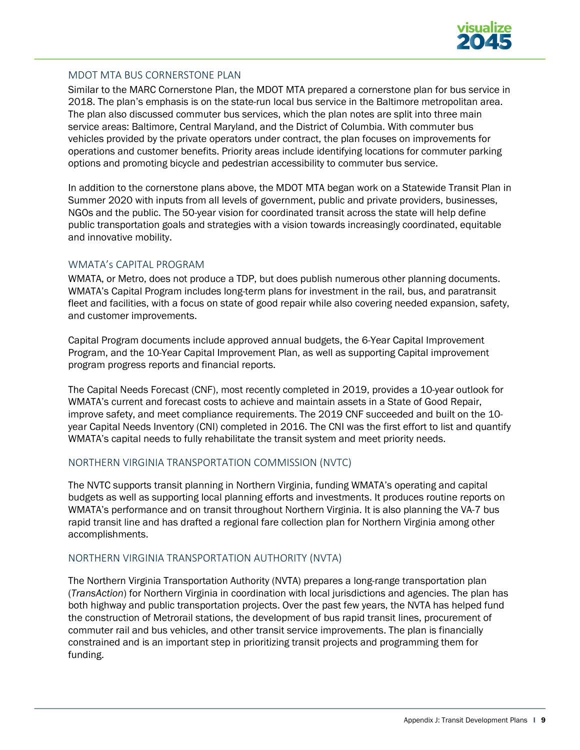### MDOT MTA BUS CORNERSTONE PLAN

Similar to the MARC Cornerstone Plan, the MDOT MTA prepared a cornerstone plan for bus service in 2018. The plan's emphasis is on the state-run local bus service in the Baltimore metropolitan area. The plan also discussed commuter bus services, which the plan notes are split into three main service areas: Baltimore, Central Maryland, and the District of Columbia. With commuter bus vehicles provided by the private operators under contract, the plan focuses on improvements for operations and customer benefits. Priority areas include identifying locations for commuter parking options and promoting bicycle and pedestrian accessibility to commuter bus service.

In addition to the cornerstone plans above, the MDOT MTA began work on a Statewide Transit Plan in Summer 2020 with inputs from all levels of government, public and private providers, businesses, NGOs and the public. The 50-year vision for coordinated transit across the state will help define public transportation goals and strategies with a vision towards increasingly coordinated, equitable and innovative mobility.

### WMATA's CAPITAL PROGRAM

WMATA, or Metro, does not produce a TDP, but does publish numerous other planning documents. WMATA's Capital Program includes long-term plans for investment in the rail, bus, and paratransit fleet and facilities, with a focus on state of good repair while also covering needed expansion, safety, and customer improvements.

Capital Program documents include approved annual budgets, the 6-Year Capital Improvement Program, and the 10-Year Capital Improvement Plan, as well as supporting Capital improvement program progress reports and financial reports.

The Capital Needs Forecast (CNF), most recently completed in 2019, provides a 10-year outlook for WMATA's current and forecast costs to achieve and maintain assets in a State of Good Repair, improve safety, and meet compliance requirements. The 2019 CNF succeeded and built on the 10-year Capital Needs Inventory (CNI) completed in 2016. The CNI was the first effort to list and quantify WMATA's capital needs to fully rehabilitate the transit system and meet priority needs.

### NORTHERN VIRGINIA TRANSPORTATION COMMISSION (NVTC)

The NVTC supports transit planning in Northern Virginia, funding WMATA's operating and capital budgets as well as supporting local planning efforts and investments. It produces routine reports on WMATA's performance and on transit throughout Northern Virginia. It is also planning the VA-7 bus rapid transit line and has drafted a regional fare collection plan for Northern Virginia among other accomplishments.

### NORTHERN VIRGINIA TRANSPORTATION AUTHORITY (NVTA)

The Northern Virginia Transportation Authority (NVTA) prepares a long-range transportation plan (*TransAction*) for Northern Virginia in coordination with local jurisdictions and agencies. The plan has both highway and public transportation projects. Over the past few years, the NVTA has helped fund the construction of Metrorail stations, the development of bus rapid transit lines, procurement of commuter rail and bus vehicles, and other transit service improvements. The plan is financially constrained and is an important step in prioritizing transit projects and programming them for funding.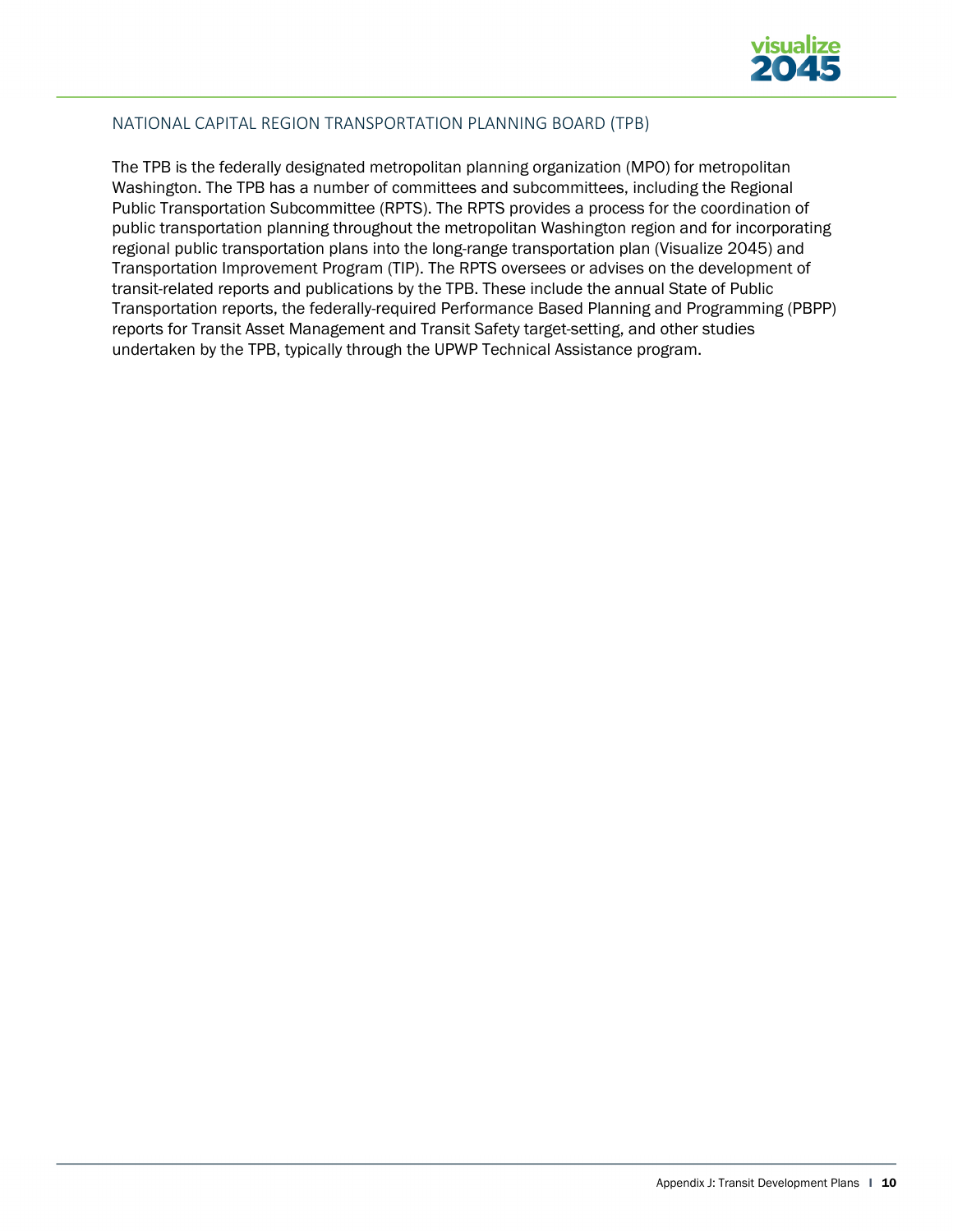## NATIONAL CAPITAL REGION TRANSPORTATION PLANNING BOARD (TPB)

The TPB is the federally designated metropolitan planning organization (MPO) for metropolitan Washington. The TPB has a number of committees and subcommittees, including the Regional Public Transportation Subcommittee (RPTS). The RPTS provides a process for the coordination of public transportation planning throughout the metropolitan Washington region and for incorporating regional public transportation plans into the long-range transportation plan (Visualize 2045) and Transportation Improvement Program (TIP). The RPTS oversees or advises on the development of transit-related reports and publications by the TPB. These include the annual State of Public Transportation reports, the federally-required Performance Based Planning and Programming (PBPP) reports for Transit Asset Management and Transit Safety target-setting, and other studies undertaken by the TPB, typically through the UPWP Technical Assistance program.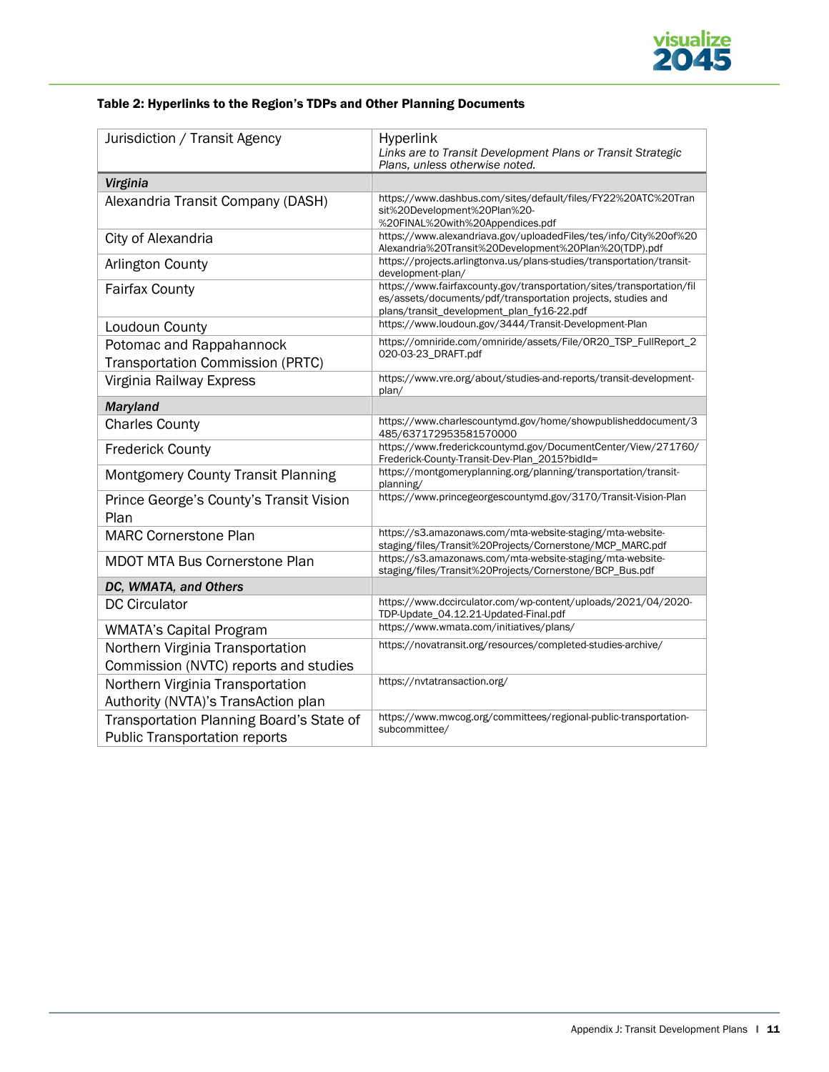**Table 2: Hyperlinks to the Region's TDPs and Other Planning Documents**

| Jurisdiction / Transit Agency | Hyperlink *Links are to Transit Development Plans or Transit Strategic Plans, unless otherwise noted.* |
|---|---|
| ***Virginia*** | |
| Alexandria Transit Company (DASH) | https://www.dashbus.com/sites/default/files/FY22%20ATC%20Transit%20Development%20Plan%20-%20FINAL%20with%20Appendices.pdf |
| City of Alexandria | https://www.alexandriava.gov/uploadedFiles/tes/info/City%20of%20Alexandria%20Transit%20Development%20Plan%20(TDP).pdf |
| Arlington County | https://projects.arlingtonva.us/plans-studies/transportation/transit-development-plan/ |
| Fairfax County | https://www.fairfaxcounty.gov/transportation/sites/transportation/files/assets/documents/pdf/transportation projects, studies and plans/transit_development_plan_fy16-22.pdf |
| Loudoun County | https://www.loudoun.gov/3444/Transit-Development-Plan |
| Potomac and Rappahannock Transportation Commission (PRTC) | https://omniride.com/omniride/assets/File/OR20_TSP_FullReport_2020-03-23_DRAFT.pdf |
| Virginia Railway Express | https://www.vre.org/about/studies-and-reports/transit-development-plan/ |
| ***Maryland*** | |
| Charles County | https://www.charlescountymd.gov/home/showpublisheddocument/3485/637172953581570000 |
| Frederick County | https://www.frederickcountymd.gov/DocumentCenter/View/271760/Frederick-County-Transit-Dev-Plan_2015?bidId= |
| Montgomery County Transit Planning | https://montgomeryplanning.org/planning/transportation/transit-planning/ |
| Prince George's County's Transit Vision Plan | https://www.princegeorgescountymd.gov/3170/Transit-Vision-Plan |
| MARC Cornerstone Plan | https://s3.amazonaws.com/mta-website-staging/mta-website-staging/files/Transit%20Projects/Cornerstone/MCP_MARC.pdf |
| MDOT MTA Bus Cornerstone Plan | https://s3.amazonaws.com/mta-website-staging/mta-website-staging/files/Transit%20Projects/Cornerstone/BCP_Bus.pdf |
| ***DC, WMATA, and Others*** | |
| DC Circulator | https://www.dccirculator.com/wp-content/uploads/2021/04/2020-TDP-Update_04.12.21-Updated-Final.pdf |
| WMATA's Capital Program | https://www.wmata.com/initiatives/plans/ |
| Northern Virginia Transportation Commission (NVTC) reports and studies | https://novatransit.org/resources/completed-studies-archive/ |
| Northern Virginia Transportation Authority (NVTA)'s TransAction plan | https://nvtatransaction.org/ |
| Transportation Planning Board's State of Public Transportation reports | https://www.mwcog.org/committees/regional-public-transportation-subcommittee/ |